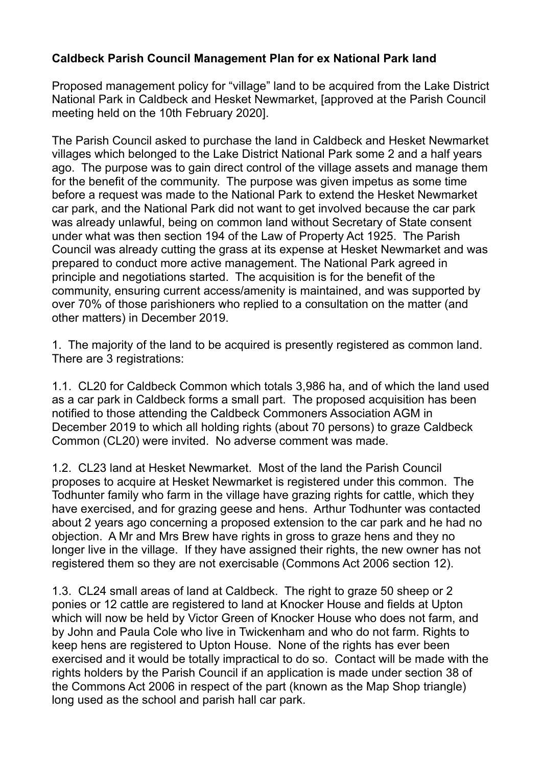**Caldbeck Parish Council Management Plan for ex National Park land**

Proposed management policy for "village" land to be acquired from the Lake District National Park in Caldbeck and Hesket Newmarket, [approved at the Parish Council meeting held on the 10th February 2020].

The Parish Council asked to purchase the land in Caldbeck and Hesket Newmarket villages which belonged to the Lake District National Park some 2 and a half years ago. The purpose was to gain direct control of the village assets and manage them for the benefit of the community. The purpose was given impetus as some time before a request was made to the National Park to extend the Hesket Newmarket car park, and the National Park did not want to get involved because the car park was already unlawful, being on common land without Secretary of State consent under what was then section 194 of the Law of Property Act 1925. The Parish Council was already cutting the grass at its expense at Hesket Newmarket and was prepared to conduct more active management. The National Park agreed in principle and negotiations started. The acquisition is for the benefit of the community, ensuring current access/amenity is maintained, and was supported by over 70% of those parishioners who replied to a consultation on the matter (and other matters) in December 2019.

1. The majority of the land to be acquired is presently registered as common land. There are 3 registrations:

1.1. CL20 for Caldbeck Common which totals 3,986 ha, and of which the land used as a car park in Caldbeck forms a small part. The proposed acquisition has been notified to those attending the Caldbeck Commoners Association AGM in December 2019 to which all holding rights (about 70 persons) to graze Caldbeck Common (CL20) were invited. No adverse comment was made.

1.2. CL23 land at Hesket Newmarket. Most of the land the Parish Council proposes to acquire at Hesket Newmarket is registered under this common. The Todhunter family who farm in the village have grazing rights for cattle, which they have exercised, and for grazing geese and hens. Arthur Todhunter was contacted about 2 years ago concerning a proposed extension to the car park and he had no objection. A Mr and Mrs Brew have rights in gross to graze hens and they no longer live in the village. If they have assigned their rights, the new owner has not registered them so they are not exercisable (Commons Act 2006 section 12).

1.3. CL24 small areas of land at Caldbeck. The right to graze 50 sheep or 2 ponies or 12 cattle are registered to land at Knocker House and fields at Upton which will now be held by Victor Green of Knocker House who does not farm, and by John and Paula Cole who live in Twickenham and who do not farm. Rights to keep hens are registered to Upton House. None of the rights has ever been exercised and it would be totally impractical to do so. Contact will be made with the rights holders by the Parish Council if an application is made under section 38 of the Commons Act 2006 in respect of the part (known as the Map Shop triangle) long used as the school and parish hall car park.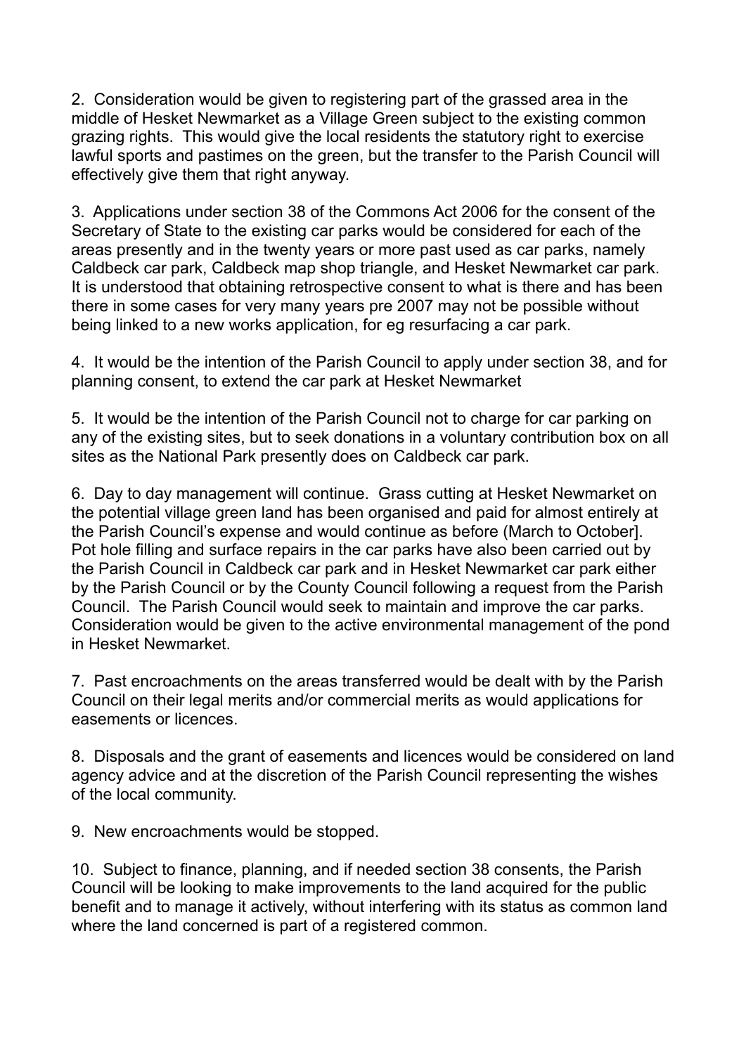2. Consideration would be given to registering part of the grassed area in the middle of Hesket Newmarket as a Village Green subject to the existing common grazing rights. This would give the local residents the statutory right to exercise lawful sports and pastimes on the green, but the transfer to the Parish Council will effectively give them that right anyway.

3. Applications under section 38 of the Commons Act 2006 for the consent of the Secretary of State to the existing car parks would be considered for each of the areas presently and in the twenty years or more past used as car parks, namely Caldbeck car park, Caldbeck map shop triangle, and Hesket Newmarket car park. It is understood that obtaining retrospective consent to what is there and has been there in some cases for very many years pre 2007 may not be possible without being linked to a new works application, for eg resurfacing a car park.

4. It would be the intention of the Parish Council to apply under section 38, and for planning consent, to extend the car park at Hesket Newmarket

5. It would be the intention of the Parish Council not to charge for car parking on any of the existing sites, but to seek donations in a voluntary contribution box on all sites as the National Park presently does on Caldbeck car park.

6. Day to day management will continue. Grass cutting at Hesket Newmarket on the potential village green land has been organised and paid for almost entirely at the Parish Council's expense and would continue as before (March to October]. Pot hole filling and surface repairs in the car parks have also been carried out by the Parish Council in Caldbeck car park and in Hesket Newmarket car park either by the Parish Council or by the County Council following a request from the Parish Council. The Parish Council would seek to maintain and improve the car parks. Consideration would be given to the active environmental management of the pond in Hesket Newmarket.

7. Past encroachments on the areas transferred would be dealt with by the Parish Council on their legal merits and/or commercial merits as would applications for easements or licences.

8. Disposals and the grant of easements and licences would be considered on land agency advice and at the discretion of the Parish Council representing the wishes of the local community.

9. New encroachments would be stopped.

10. Subject to finance, planning, and if needed section 38 consents, the Parish Council will be looking to make improvements to the land acquired for the public benefit and to manage it actively, without interfering with its status as common land where the land concerned is part of a registered common.